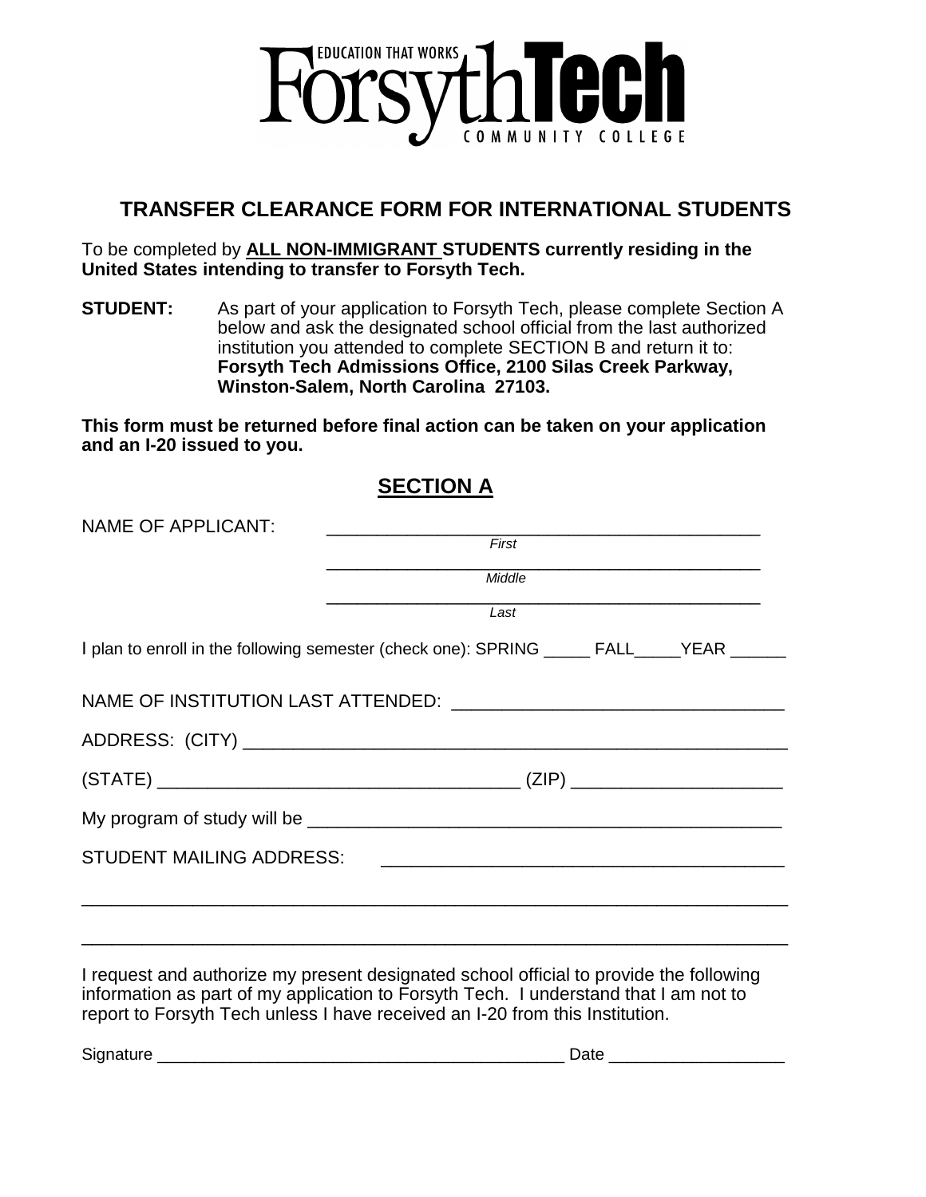EDUCATION THAT WORKS
**Forsyth Tech**
COMMUNITY COLLEGE

## TRANSFER CLEARANCE FORM FOR INTERNATIONAL STUDENTS

To be completed by **<u>ALL NON-IMMIGRANT</u> STUDENTS currently residing in the United States intending to transfer to Forsyth Tech.**

**STUDENT:** As part of your application to Forsyth Tech, please complete Section A below and ask the designated school official from the last authorized institution you attended to complete SECTION B and return it to: **Forsyth Tech Admissions Office, 2100 Silas Creek Parkway, Winston-Salem, North Carolina 27103.**

**This form must be returned before final action can be taken on your application and an I-20 issued to you.**

## SECTION A

NAME OF APPLICANT: ____________________________________________
*First*

____________________________________________
*Middle*

____________________________________________
*Last*

I plan to enroll in the following semester (check one): SPRING _____ FALL_____YEAR ______

NAME OF INSTITUTION LAST ATTENDED: ________________________________

ADDRESS: (CITY) ________________________________________________________

(STATE) ____________________________________ (ZIP) _____________________

My program of study will be ________________________________________________

STUDENT MAILING ADDRESS: ________________________________________

________________________________________________________________________

________________________________________________________________________

I request and authorize my present designated school official to provide the following information as part of my application to Forsyth Tech. I understand that I am not to report to Forsyth Tech unless I have received an I-20 from this Institution.

Signature ____________________________________________ Date ___________________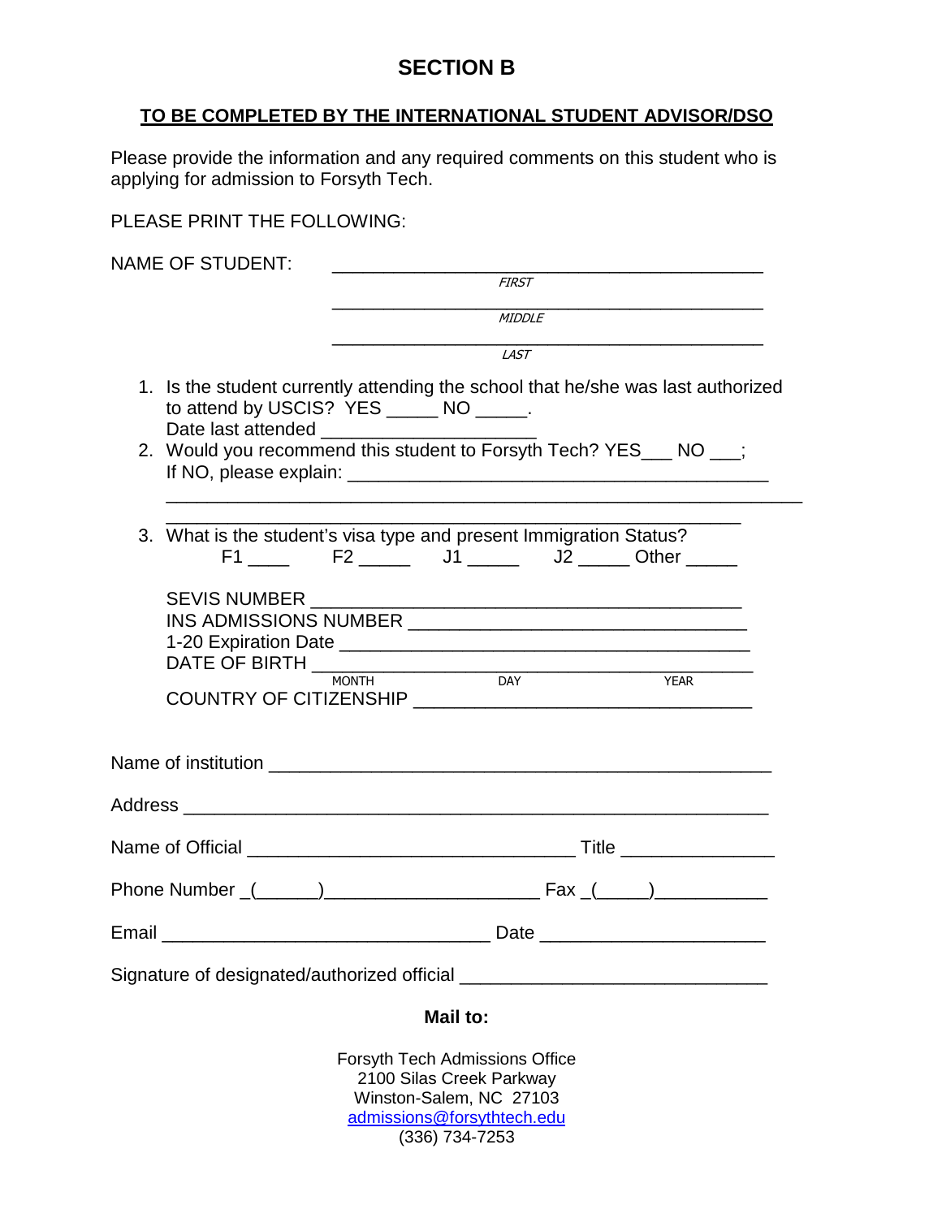# SECTION B

**TO BE COMPLETED BY THE INTERNATIONAL STUDENT ADVISOR/DSO**

Please provide the information and any required comments on this student who is applying for admission to Forsyth Tech.

PLEASE PRINT THE FOLLOWING:

NAME OF STUDENT: ___________________________________________
FIRST

___________________________________________
MIDDLE

___________________________________________
LAST

1. Is the student currently attending the school that he/she was last authorized to attend by USCIS? YES _____ NO _____.
   Date last attended ____________________
2. Would you recommend this student to Forsyth Tech? YES___ NO ___;
   If NO, please explain: ________________________________________
   ________________________________________________________________
   ______________________________________________________
3. What is the student's visa type and present Immigration Status?
   F1 ____ F2 _____ J1 _____ J2 _____ Other _____

   SEVIS NUMBER ________________________________________
   INS ADMISSIONS NUMBER ________________________________
   1-20 Expiration Date _________________________________________
   DATE OF BIRTH ________________________________________
   MONTH DAY YEAR
   COUNTRY OF CITIZENSHIP ________________________________

Name of institution ______________________________________________

Address ________________________________________________________

Name of Official _______________________________ Title ______________

Phone Number _(______)____________________ Fax _(_____)___________

Email _______________________________ Date _____________________

Signature of designated/authorized official ____________________________

**Mail to:**

Forsyth Tech Admissions Office
2100 Silas Creek Parkway
Winston-Salem, NC 27103
admissions@forsythtech.edu
(336) 734-7253